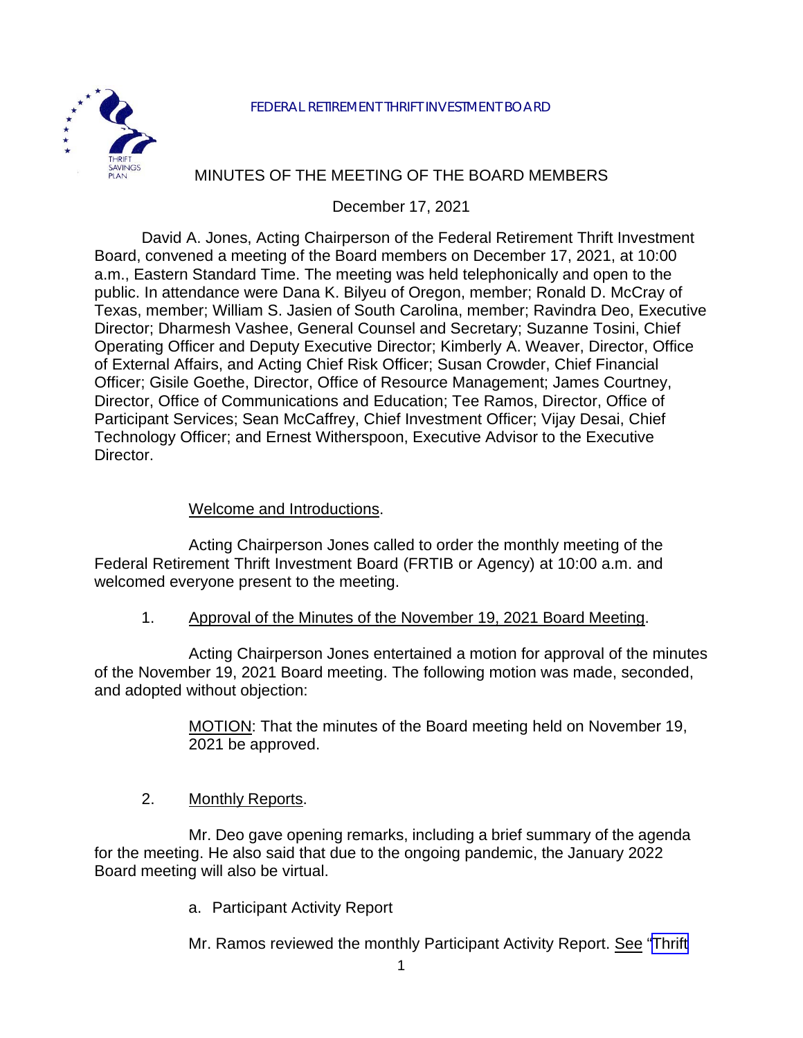FEDERAL RETIREMENT THRIFT INVESTMENT BOARD

# MINUTES OF THE MEETING OF THE BOARD MEMBERS

December 17, 2021

David A. Jones, Acting Chairperson of the Federal Retirement Thrift Investment Board, convened a meeting of the Board members on December 17, 2021, at 10:00 a.m., Eastern Standard Time. The meeting was held telephonically and open to the public. In attendance were Dana K. Bilyeu of Oregon, member; Ronald D. McCray of Texas, member; William S. Jasien of South Carolina, member; Ravindra Deo, Executive Director; Dharmesh Vashee, General Counsel and Secretary; Suzanne Tosini, Chief Operating Officer and Deputy Executive Director; Kimberly A. Weaver, Director, Office of External Affairs, and Acting Chief Risk Officer; Susan Crowder, Chief Financial Officer; Gisile Goethe, Director, Office of Resource Management; James Courtney, Director, Office of Communications and Education; Tee Ramos, Director, Office of Participant Services; Sean McCaffrey, Chief Investment Officer; Vijay Desai, Chief Technology Officer; and Ernest Witherspoon, Executive Advisor to the Executive Director.

Welcome and Introductions.

Acting Chairperson Jones called to order the monthly meeting of the Federal Retirement Thrift Investment Board (FRTIB or Agency) at 10:00 a.m. and welcomed everyone present to the meeting.

1. Approval of the Minutes of the November 19, 2021 Board Meeting.

Acting Chairperson Jones entertained a motion for approval of the minutes of the November 19, 2021 Board meeting. The following motion was made, seconded, and adopted without objection:

> MOTION: That the minutes of the Board meeting held on November 19, 2021 be approved.

2. Monthly Reports.

Mr. Deo gave opening remarks, including a brief summary of the agenda for the meeting. He also said that due to the ongoing pandemic, the January 2022 Board meeting will also be virtual.

a. Participant Activity Report

Mr. Ramos reviewed the monthly Participant Activity Report. See "Thrift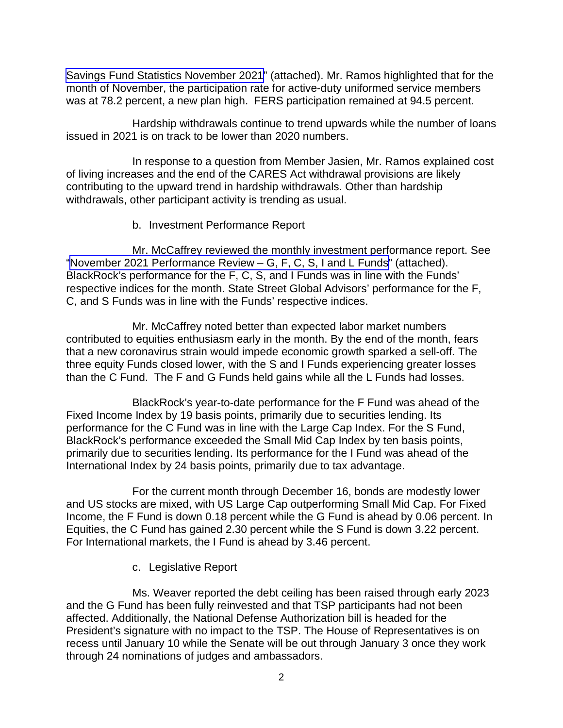Savings Fund Statistics November 2021" (attached). Mr. Ramos highlighted that for the month of November, the participation rate for active-duty uniformed service members was at 78.2 percent, a new plan high. FERS participation remained at 94.5 percent.

Hardship withdrawals continue to trend upwards while the number of loans issued in 2021 is on track to be lower than 2020 numbers.

In response to a question from Member Jasien, Mr. Ramos explained cost of living increases and the end of the CARES Act withdrawal provisions are likely contributing to the upward trend in hardship withdrawals. Other than hardship withdrawals, other participant activity is trending as usual.

b. Investment Performance Report

Mr. McCaffrey reviewed the monthly investment performance report. See "November 2021 Performance Review – G, F, C, S, I and L Funds" (attached). BlackRock's performance for the F, C, S, and I Funds was in line with the Funds' respective indices for the month. State Street Global Advisors' performance for the F, C, and S Funds was in line with the Funds' respective indices.

Mr. McCaffrey noted better than expected labor market numbers contributed to equities enthusiasm early in the month. By the end of the month, fears that a new coronavirus strain would impede economic growth sparked a sell-off. The three equity Funds closed lower, with the S and I Funds experiencing greater losses than the C Fund. The F and G Funds held gains while all the L Funds had losses.

BlackRock's year-to-date performance for the F Fund was ahead of the Fixed Income Index by 19 basis points, primarily due to securities lending. Its performance for the C Fund was in line with the Large Cap Index. For the S Fund, BlackRock's performance exceeded the Small Mid Cap Index by ten basis points, primarily due to securities lending. Its performance for the I Fund was ahead of the International Index by 24 basis points, primarily due to tax advantage.

For the current month through December 16, bonds are modestly lower and US stocks are mixed, with US Large Cap outperforming Small Mid Cap. For Fixed Income, the F Fund is down 0.18 percent while the G Fund is ahead by 0.06 percent. In Equities, the C Fund has gained 2.30 percent while the S Fund is down 3.22 percent. For International markets, the I Fund is ahead by 3.46 percent.

c. Legislative Report

Ms. Weaver reported the debt ceiling has been raised through early 2023 and the G Fund has been fully reinvested and that TSP participants had not been affected. Additionally, the National Defense Authorization bill is headed for the President's signature with no impact to the TSP. The House of Representatives is on recess until January 10 while the Senate will be out through January 3 once they work through 24 nominations of judges and ambassadors.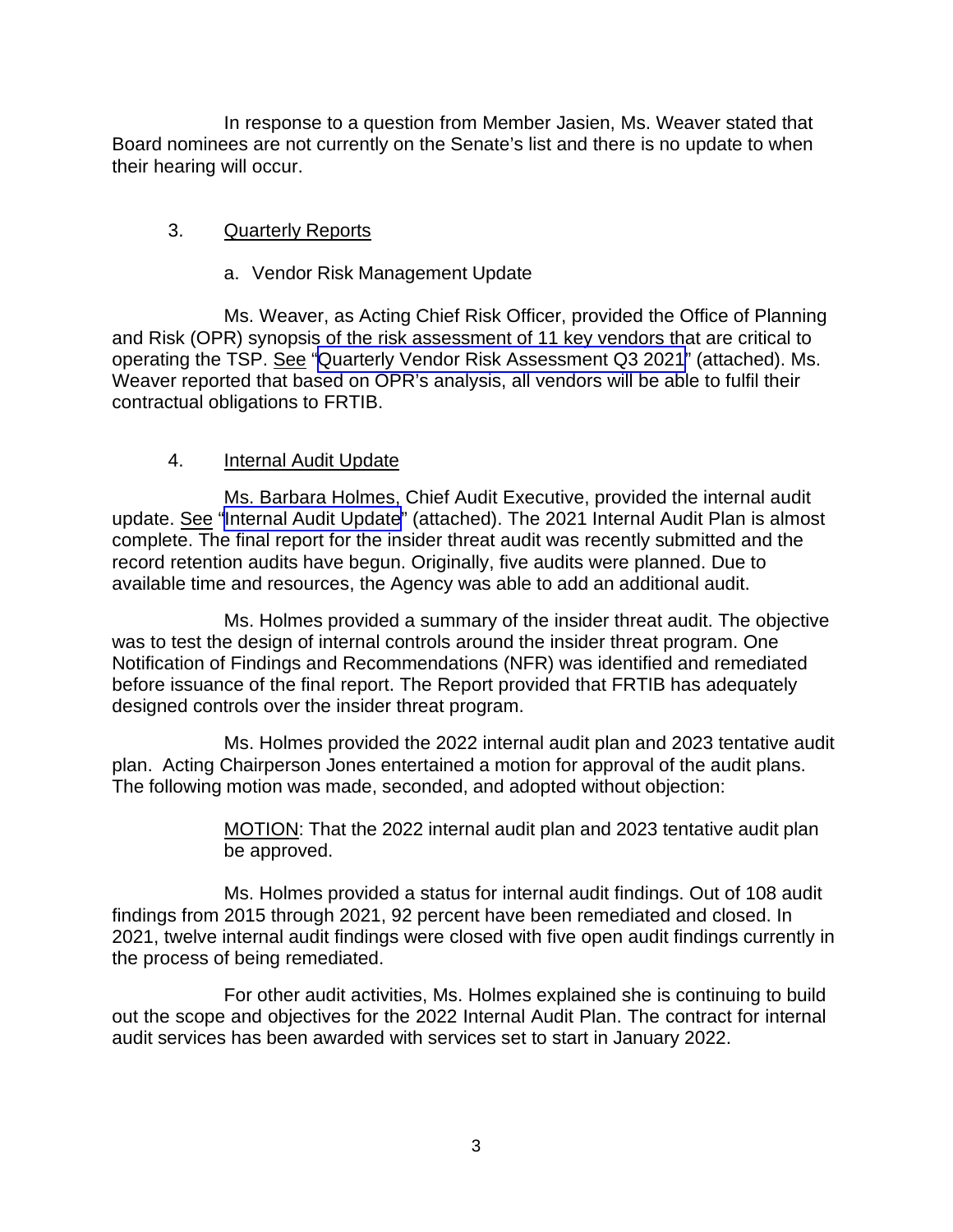In response to a question from Member Jasien, Ms. Weaver stated that Board nominees are not currently on the Senate's list and there is no update to when their hearing will occur.

3. Quarterly Reports

a. Vendor Risk Management Update

Ms. Weaver, as Acting Chief Risk Officer, provided the Office of Planning and Risk (OPR) synopsis of the risk assessment of 11 key vendors that are critical to operating the TSP. See "Quarterly Vendor Risk Assessment Q3 2021" (attached). Ms. Weaver reported that based on OPR's analysis, all vendors will be able to fulfil their contractual obligations to FRTIB.

4. Internal Audit Update

Ms. Barbara Holmes, Chief Audit Executive, provided the internal audit update. See "Internal Audit Update" (attached). The 2021 Internal Audit Plan is almost complete. The final report for the insider threat audit was recently submitted and the record retention audits have begun. Originally, five audits were planned. Due to available time and resources, the Agency was able to add an additional audit.

Ms. Holmes provided a summary of the insider threat audit. The objective was to test the design of internal controls around the insider threat program. One Notification of Findings and Recommendations (NFR) was identified and remediated before issuance of the final report. The Report provided that FRTIB has adequately designed controls over the insider threat program.

Ms. Holmes provided the 2022 internal audit plan and 2023 tentative audit plan. Acting Chairperson Jones entertained a motion for approval of the audit plans. The following motion was made, seconded, and adopted without objection:

> MOTION: That the 2022 internal audit plan and 2023 tentative audit plan be approved.

Ms. Holmes provided a status for internal audit findings. Out of 108 audit findings from 2015 through 2021, 92 percent have been remediated and closed. In 2021, twelve internal audit findings were closed with five open audit findings currently in the process of being remediated.

For other audit activities, Ms. Holmes explained she is continuing to build out the scope and objectives for the 2022 Internal Audit Plan. The contract for internal audit services has been awarded with services set to start in January 2022.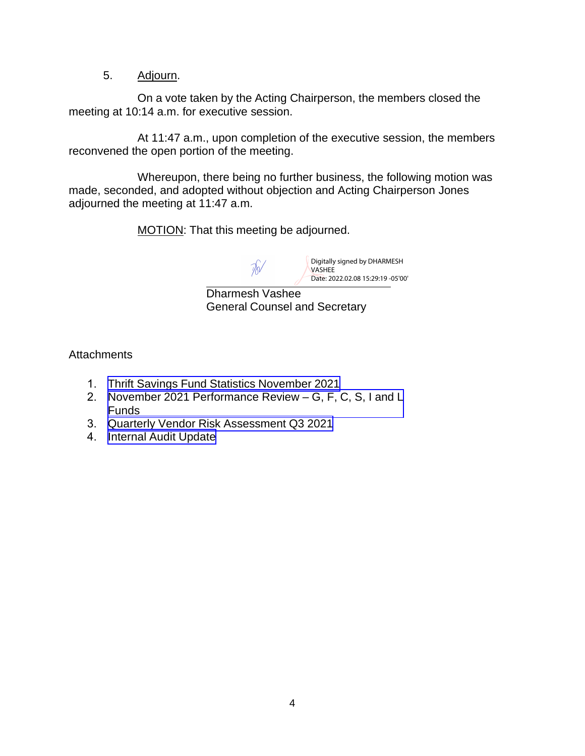5. Adjourn.

On a vote taken by the Acting Chairperson, the members closed the meeting at 10:14 a.m. for executive session.

At 11:47 a.m., upon completion of the executive session, the members reconvened the open portion of the meeting.

Whereupon, there being no further business, the following motion was made, seconded, and adopted without objection and Acting Chairperson Jones adjourned the meeting at 11:47 a.m.

MOTION: That this meeting be adjourned.

Digitally signed by DHARMESH VASHEE
Date: 2022.02.08 15:29:19 -05'00'

Dharmesh Vashee
General Counsel and Secretary

Attachments

1. Thrift Savings Fund Statistics November 2021
2. November 2021 Performance Review – G, F, C, S, I and L Funds
3. Quarterly Vendor Risk Assessment Q3 2021
4. Internal Audit Update